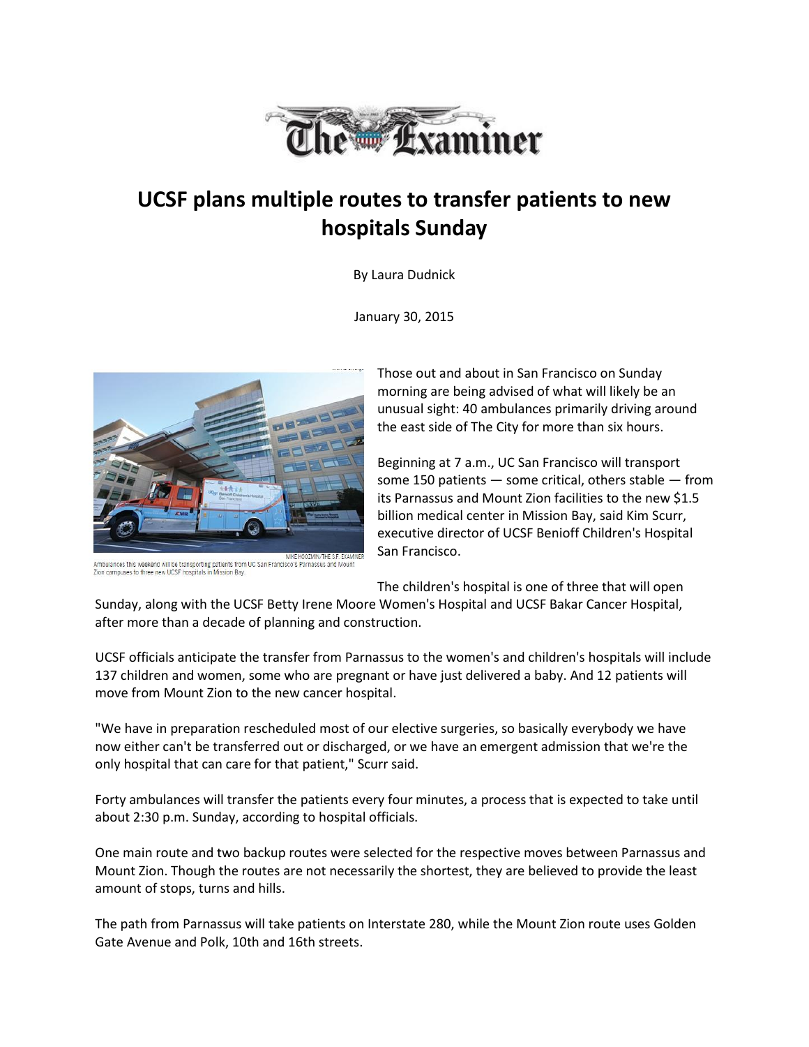# UCSF plans multiple routes to transfer patients to new hospitals Sunday

By Laura Dudnick

January 30, 2015

MIKE KOOZMIN/THE S.F. EXAMINER
Ambulances this weekend will be transporting patients from UC San Francisco's Parnassus and Mount Zion campuses to three new UCSF hospitals in Mission Bay.

Those out and about in San Francisco on Sunday morning are being advised of what will likely be an unusual sight: 40 ambulances primarily driving around the east side of The City for more than six hours.

Beginning at 7 a.m., UC San Francisco will transport some 150 patients — some critical, others stable — from its Parnassus and Mount Zion facilities to the new $1.5 billion medical center in Mission Bay, said Kim Scurr, executive director of UCSF Benioff Children's Hospital San Francisco.

The children's hospital is one of three that will open Sunday, along with the UCSF Betty Irene Moore Women's Hospital and UCSF Bakar Cancer Hospital, after more than a decade of planning and construction.

UCSF officials anticipate the transfer from Parnassus to the women's and children's hospitals will include 137 children and women, some who are pregnant or have just delivered a baby. And 12 patients will move from Mount Zion to the new cancer hospital.

"We have in preparation rescheduled most of our elective surgeries, so basically everybody we have now either can't be transferred out or discharged, or we have an emergent admission that we're the only hospital that can care for that patient," Scurr said.

Forty ambulances will transfer the patients every four minutes, a process that is expected to take until about 2:30 p.m. Sunday, according to hospital officials.

One main route and two backup routes were selected for the respective moves between Parnassus and Mount Zion. Though the routes are not necessarily the shortest, they are believed to provide the least amount of stops, turns and hills.

The path from Parnassus will take patients on Interstate 280, while the Mount Zion route uses Golden Gate Avenue and Polk, 10th and 16th streets.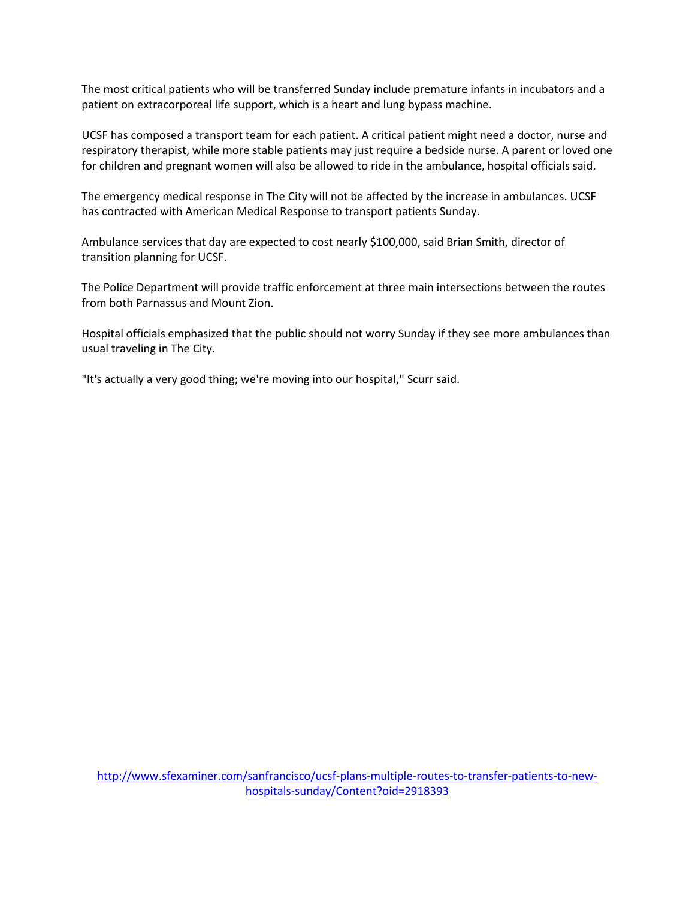The most critical patients who will be transferred Sunday include premature infants in incubators and a patient on extracorporeal life support, which is a heart and lung bypass machine.

UCSF has composed a transport team for each patient. A critical patient might need a doctor, nurse and respiratory therapist, while more stable patients may just require a bedside nurse. A parent or loved one for children and pregnant women will also be allowed to ride in the ambulance, hospital officials said.

The emergency medical response in The City will not be affected by the increase in ambulances. UCSF has contracted with American Medical Response to transport patients Sunday.

Ambulance services that day are expected to cost nearly $100,000, said Brian Smith, director of transition planning for UCSF.

The Police Department will provide traffic enforcement at three main intersections between the routes from both Parnassus and Mount Zion.

Hospital officials emphasized that the public should not worry Sunday if they see more ambulances than usual traveling in The City.

"It's actually a very good thing; we're moving into our hospital," Scurr said.

http://www.sfexaminer.com/sanfrancisco/ucsf-plans-multiple-routes-to-transfer-patients-to-new-hospitals-sunday/Content?oid=2918393